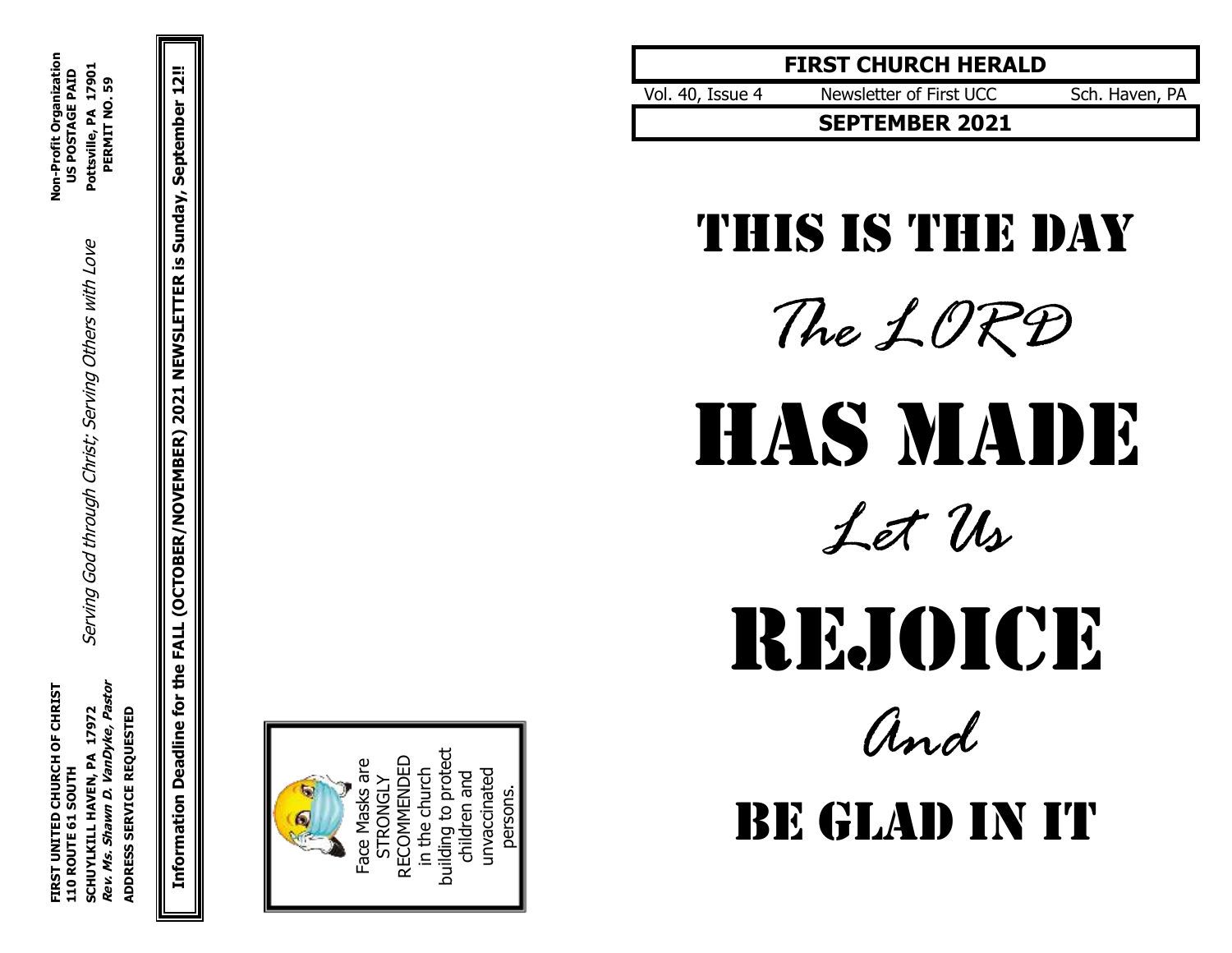**FIRST UNITED CHURCH OF CHRIST**
**110 ROUTE 61 SOUTH**
**SCHUYLKILL HAVEN, PA 17972**
***Rev. Ms. Shawn D. VanDyke, Pastor***

**ADDRESS SERVICE REQUESTED**

*Serving God through Christ; Serving Others with Love*

**Non-Profit Organization**
**US POSTAGE PAID**
**Pottsville, PA 17901**
**PERMIT NO. 59**

**Information Deadline for the FALL (OCTOBER/NOVEMBER) 2021 NEWSLETTER is Sunday, September 12!!**

Face Masks are STRONGLY RECOMMENDED in the church building to protect children and unvaccinated persons.

# FIRST CHURCH HERALD

Vol. 40, Issue 4 | Newsletter of First UCC | Sch. Haven, PA

## SEPTEMBER 2021

# THIS IS THE DAY

*The LORD*

# HAS MADE

*Let Us*

# REJOICE

*And*

# BE GLAD IN IT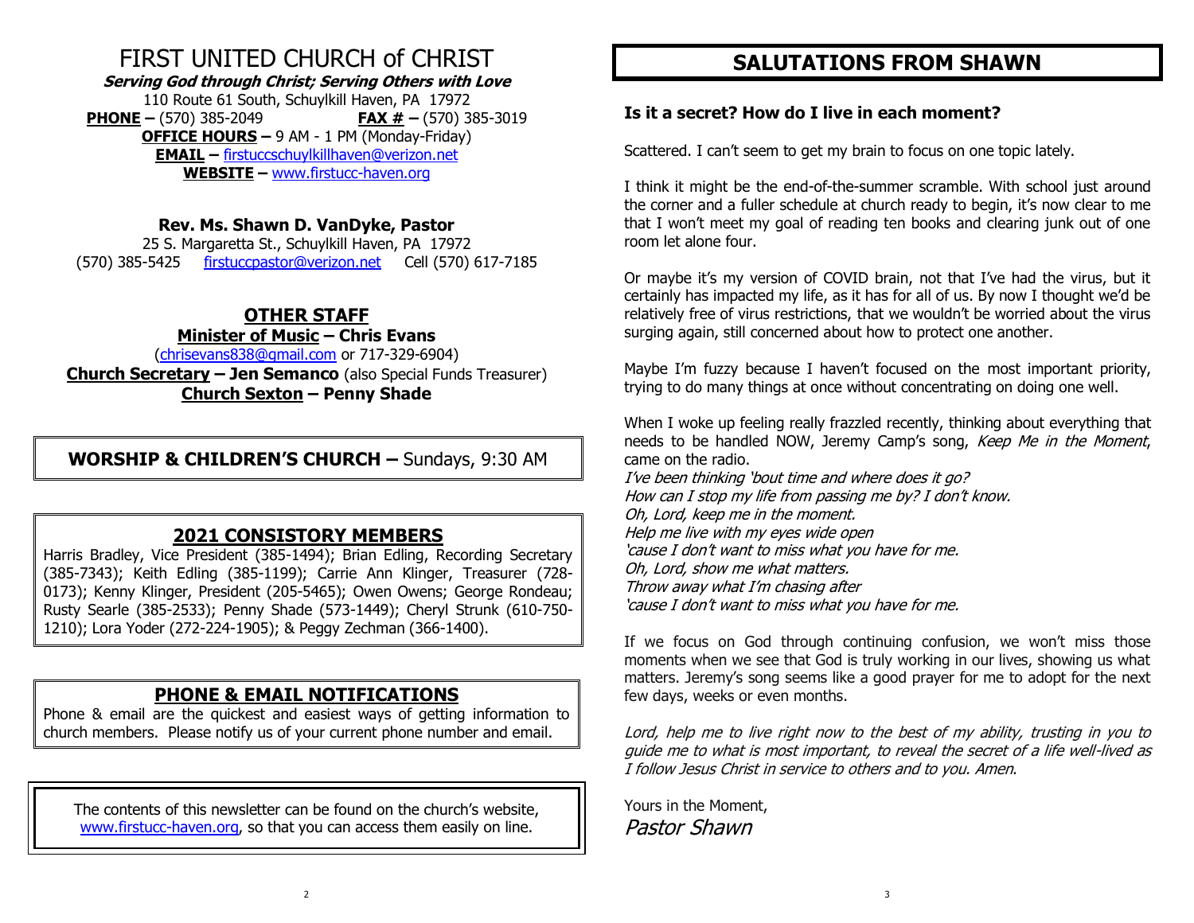# FIRST UNITED CHURCH of CHRIST

***Serving God through Christ; Serving Others with Love***

110 Route 61 South, Schuylkill Haven, PA 17972

**PHONE –** (570) 385-2049 **FAX # –** (570) 385-3019

**OFFICE HOURS –** 9 AM - 1 PM (Monday-Friday)

**EMAIL –** firstuccschuylkillhaven@verizon.net

**WEBSITE –** www.firstucc-haven.org

**Rev. Ms. Shawn D. VanDyke, Pastor**

25 S. Margaretta St., Schuylkill Haven, PA 17972

(570) 385-5425 firstuccpastor@verizon.net Cell (570) 617-7185

## OTHER STAFF

**Minister of Music – Chris Evans**

(chrisevans838@gmail.com or 717-329-6904)

**Church Secretary – Jen Semanco** (also Special Funds Treasurer)

**Church Sexton – Penny Shade**

**WORSHIP & CHILDREN'S CHURCH –** Sundays, 9:30 AM

## 2021 CONSISTORY MEMBERS

Harris Bradley, Vice President (385-1494); Brian Edling, Recording Secretary (385-7343); Keith Edling (385-1199); Carrie Ann Klinger, Treasurer (728-0173); Kenny Klinger, President (205-5465); Owen Owens; George Rondeau; Rusty Searle (385-2533); Penny Shade (573-1449); Cheryl Strunk (610-750-1210); Lora Yoder (272-224-1905); & Peggy Zechman (366-1400).

## PHONE & EMAIL NOTIFICATIONS

Phone & email are the quickest and easiest ways of getting information to church members. Please notify us of your current phone number and email.

The contents of this newsletter can be found on the church's website, www.firstucc-haven.org, so that you can access them easily on line.

# SALUTATIONS FROM SHAWN

### Is it a secret? How do I live in each moment?

Scattered. I can't seem to get my brain to focus on one topic lately.

I think it might be the end-of-the-summer scramble. With school just around the corner and a fuller schedule at church ready to begin, it's now clear to me that I won't meet my goal of reading ten books and clearing junk out of one room let alone four.

Or maybe it's my version of COVID brain, not that I've had the virus, but it certainly has impacted my life, as it has for all of us. By now I thought we'd be relatively free of virus restrictions, that we wouldn't be worried about the virus surging again, still concerned about how to protect one another.

Maybe I'm fuzzy because I haven't focused on the most important priority, trying to do many things at once without concentrating on doing one well.

When I woke up feeling really frazzled recently, thinking about everything that needs to be handled NOW, Jeremy Camp's song, *Keep Me in the Moment*, came on the radio.

*I've been thinking 'bout time and where does it go?*
*How can I stop my life from passing me by? I don't know.*
*Oh, Lord, keep me in the moment.*
*Help me live with my eyes wide open*
*'cause I don't want to miss what you have for me.*
*Oh, Lord, show me what matters.*
*Throw away what I'm chasing after*
*'cause I don't want to miss what you have for me.*

If we focus on God through continuing confusion, we won't miss those moments when we see that God is truly working in our lives, showing us what matters. Jeremy's song seems like a good prayer for me to adopt for the next few days, weeks or even months.

*Lord, help me to live right now to the best of my ability, trusting in you to guide me to what is most important, to reveal the secret of a life well-lived as I follow Jesus Christ in service to others and to you. Amen*.

Yours in the Moment,

*Pastor Shawn*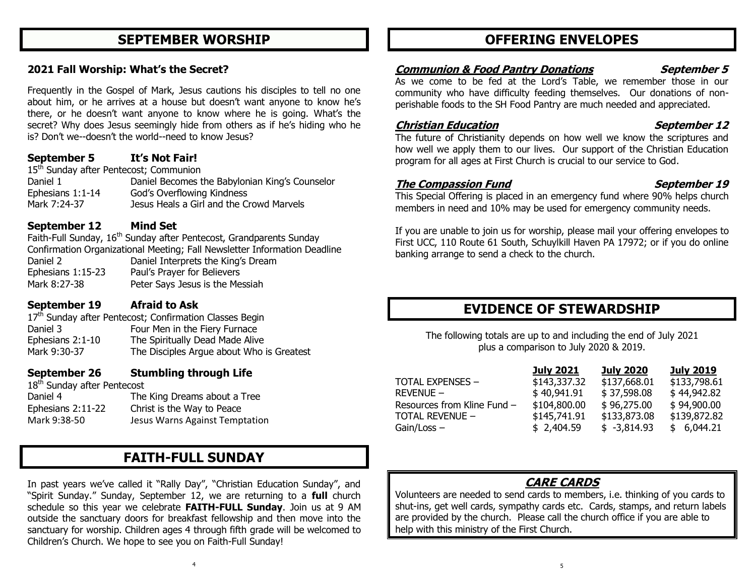# SEPTEMBER WORSHIP

### 2021 Fall Worship: What's the Secret?

Frequently in the Gospel of Mark, Jesus cautions his disciples to tell no one about him, or he arrives at a house but doesn't want anyone to know he's there, or he doesn't want anyone to know where he is going. What's the secret? Why does Jesus seemingly hide from others as if he's hiding who he is? Don't we--doesn't the world--need to know Jesus?

### September 5 It's Not Fair!

15th Sunday after Pentecost; Communion

| | |
|---|---|
| Daniel 1 | Daniel Becomes the Babylonian King's Counselor |
| Ephesians 1:1-14 | God's Overflowing Kindness |
| Mark 7:24-37 | Jesus Heals a Girl and the Crowd Marvels |

### September 12 Mind Set

Faith-Full Sunday, 16th Sunday after Pentecost, Grandparents Sunday
Confirmation Organizational Meeting; Fall Newsletter Information Deadline

| | |
|---|---|
| Daniel 2 | Daniel Interprets the King's Dream |
| Ephesians 1:15-23 | Paul's Prayer for Believers |
| Mark 8:27-38 | Peter Says Jesus is the Messiah |

### September 19 Afraid to Ask

17th Sunday after Pentecost; Confirmation Classes Begin

| | |
|---|---|
| Daniel 3 | Four Men in the Fiery Furnace |
| Ephesians 2:1-10 | The Spiritually Dead Made Alive |
| Mark 9:30-37 | The Disciples Argue about Who is Greatest |

### September 26 Stumbling through Life

18th Sunday after Pentecost

| | |
|---|---|
| Daniel 4 | The King Dreams about a Tree |
| Ephesians 2:11-22 | Christ is the Way to Peace |
| Mark 9:38-50 | Jesus Warns Against Temptation |

# FAITH-FULL SUNDAY

In past years we've called it "Rally Day", "Christian Education Sunday", and "Spirit Sunday." Sunday, September 12, we are returning to a **full** church schedule so this year we celebrate **FAITH-FULL Sunday**. Join us at 9 AM outside the sanctuary doors for breakfast fellowship and then move into the sanctuary for worship. Children ages 4 through fifth grade will be welcomed to Children's Church. We hope to see you on Faith-Full Sunday!

# OFFERING ENVELOPES

***Communion & Food Pantry Donations*** — ***September 5***

As we come to be fed at the Lord's Table, we remember those in our community who have difficulty feeding themselves. Our donations of non-perishable foods to the SH Food Pantry are much needed and appreciated.

***Christian Education*** — ***September 12***

The future of Christianity depends on how well we know the scriptures and how well we apply them to our lives. Our support of the Christian Education program for all ages at First Church is crucial to our service to God.

***The Compassion Fund*** — ***September 19***

This Special Offering is placed in an emergency fund where 90% helps church members in need and 10% may be used for emergency community needs.

If you are unable to join us for worship, please mail your offering envelopes to First UCC, 110 Route 61 South, Schuylkill Haven PA 17972; or if you do online banking arrange to send a check to the church.

# EVIDENCE OF STEWARDSHIP

The following totals are up to and including the end of July 2021 plus a comparison to July 2020 & 2019.

| | July 2021 | July 2020 | July 2019 |
|---|---|---|---|
| TOTAL EXPENSES – | $143,337.32 | $137,668.01 | $133,798.61 |
| REVENUE – | $ 40,941.91 | $ 37,598.08 | $ 44,942.82 |
| Resources from Kline Fund – | $104,800.00 | $ 96,275.00 | $ 94,900.00 |
| TOTAL REVENUE – | $145,741.91 | $133,873.08 | $139,872.82 |
| Gain/Loss – | $ 2,404.59 | $ -3,814.93 | $ 6,044.21 |

## ***CARE CARDS***

Volunteers are needed to send cards to members, i.e. thinking of you cards to shut-ins, get well cards, sympathy cards etc. Cards, stamps, and return labels are provided by the church. Please call the church office if you are able to help with this ministry of the First Church.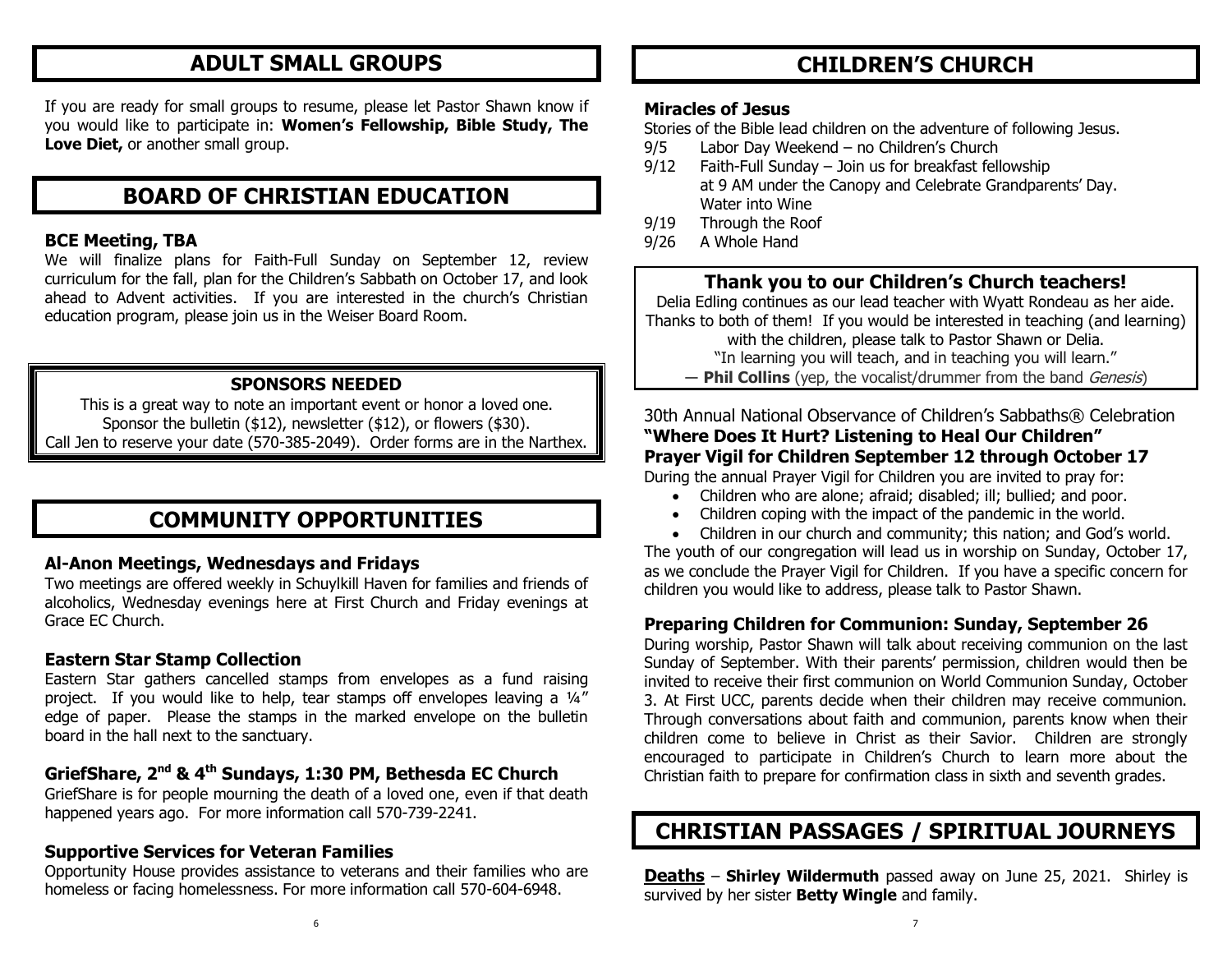# ADULT SMALL GROUPS

If you are ready for small groups to resume, please let Pastor Shawn know if you would like to participate in: **Women's Fellowship, Bible Study, The Love Diet,** or another small group.

# BOARD OF CHRISTIAN EDUCATION

### BCE Meeting, TBA

We will finalize plans for Faith-Full Sunday on September 12, review curriculum for the fall, plan for the Children's Sabbath on October 17, and look ahead to Advent activities. If you are interested in the church's Christian education program, please join us in the Weiser Board Room.

**SPONSORS NEEDED**

This is a great way to note an important event or honor a loved one.
Sponsor the bulletin ($12), newsletter ($12), or flowers ($30).
Call Jen to reserve your date (570-385-2049). Order forms are in the Narthex.

# COMMUNITY OPPORTUNITIES

### Al-Anon Meetings, Wednesdays and Fridays

Two meetings are offered weekly in Schuylkill Haven for families and friends of alcoholics, Wednesday evenings here at First Church and Friday evenings at Grace EC Church.

### Eastern Star Stamp Collection

Eastern Star gathers cancelled stamps from envelopes as a fund raising project. If you would like to help, tear stamps off envelopes leaving a ¼" edge of paper. Please the stamps in the marked envelope on the bulletin board in the hall next to the sanctuary.

### GriefShare, 2nd & 4th Sundays, 1:30 PM, Bethesda EC Church

GriefShare is for people mourning the death of a loved one, even if that death happened years ago. For more information call 570-739-2241.

### Supportive Services for Veteran Families

Opportunity House provides assistance to veterans and their families who are homeless or facing homelessness. For more information call 570-604-6948.

# CHILDREN'S CHURCH

### Miracles of Jesus

Stories of the Bible lead children on the adventure of following Jesus.

- 9/5 Labor Day Weekend – no Children's Church
- 9/12 Faith-Full Sunday – Join us for breakfast fellowship at 9 AM under the Canopy and Celebrate Grandparents' Day. Water into Wine
- 9/19 Through the Roof
- 9/26 A Whole Hand

**Thank you to our Children's Church teachers!**

Delia Edling continues as our lead teacher with Wyatt Rondeau as her aide. Thanks to both of them! If you would be interested in teaching (and learning) with the children, please talk to Pastor Shawn or Delia.

"In learning you will teach, and in teaching you will learn."
— **Phil Collins** (yep, the vocalist/drummer from the band *Genesis*)

30th Annual National Observance of Children's Sabbaths® Celebration
**"Where Does It Hurt? Listening to Heal Our Children"**
**Prayer Vigil for Children September 12 through October 17**

During the annual Prayer Vigil for Children you are invited to pray for:

- Children who are alone; afraid; disabled; ill; bullied; and poor.
- Children coping with the impact of the pandemic in the world.
- Children in our church and community; this nation; and God's world.

The youth of our congregation will lead us in worship on Sunday, October 17, as we conclude the Prayer Vigil for Children. If you have a specific concern for children you would like to address, please talk to Pastor Shawn.

### Preparing Children for Communion: Sunday, September 26

During worship, Pastor Shawn will talk about receiving communion on the last Sunday of September. With their parents' permission, children would then be invited to receive their first communion on World Communion Sunday, October 3. At First UCC, parents decide when their children may receive communion. Through conversations about faith and communion, parents know when their children come to believe in Christ as their Savior. Children are strongly encouraged to participate in Children's Church to learn more about the Christian faith to prepare for confirmation class in sixth and seventh grades.

# CHRISTIAN PASSAGES / SPIRITUAL JOURNEYS

**Deaths** – **Shirley Wildermuth** passed away on June 25, 2021. Shirley is survived by her sister **Betty Wingle** and family.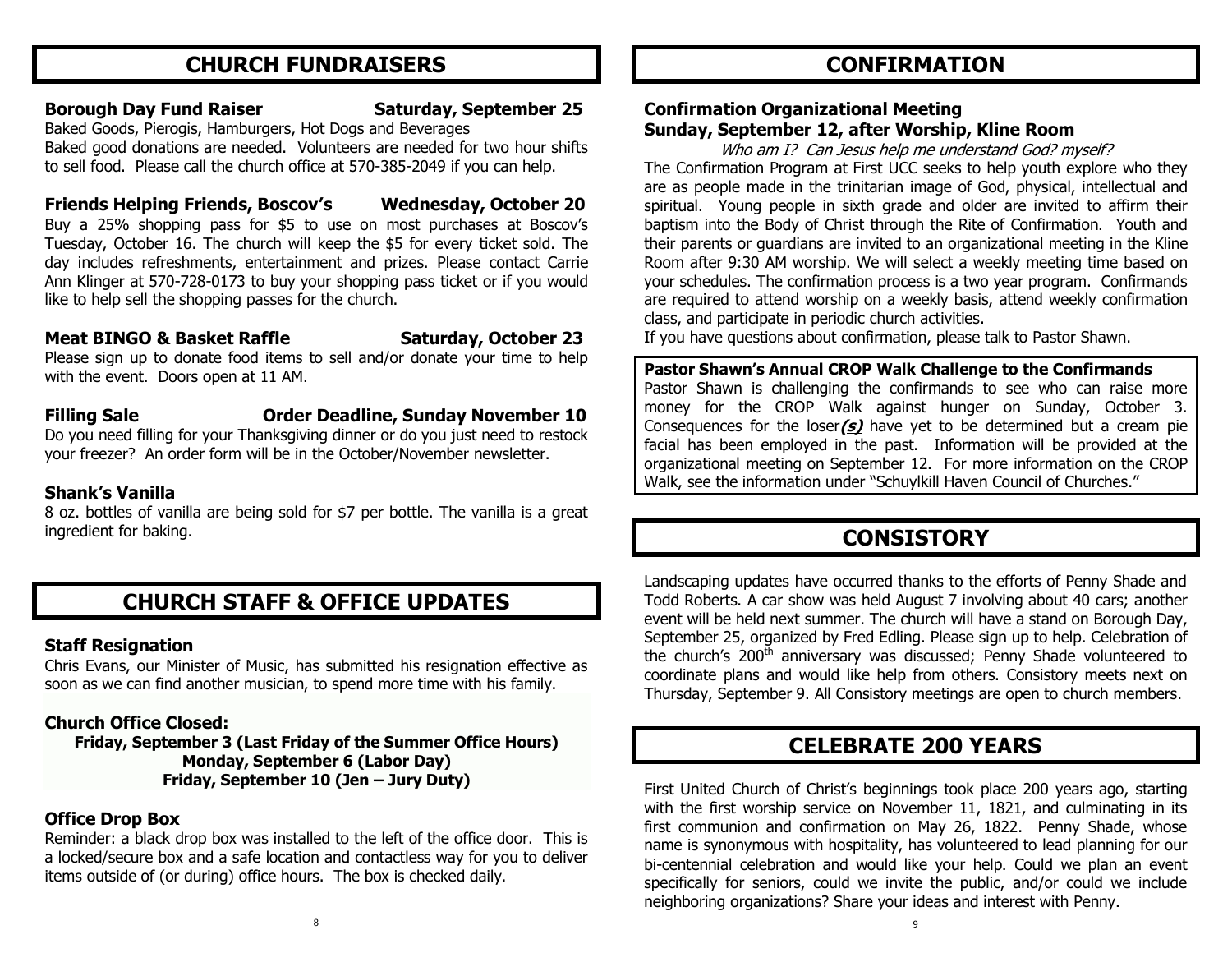# CHURCH FUNDRAISERS

### Borough Day Fund Raiser — Saturday, September 25

Baked Goods, Pierogis, Hamburgers, Hot Dogs and Beverages

Baked good donations are needed. Volunteers are needed for two hour shifts to sell food. Please call the church office at 570-385-2049 if you can help.

### Friends Helping Friends, Boscov's — Wednesday, October 20

Buy a 25% shopping pass for $5 to use on most purchases at Boscov's Tuesday, October 16. The church will keep the $5 for every ticket sold. The day includes refreshments, entertainment and prizes. Please contact Carrie Ann Klinger at 570-728-0173 to buy your shopping pass ticket or if you would like to help sell the shopping passes for the church.

### Meat BINGO & Basket Raffle — Saturday, October 23

Please sign up to donate food items to sell and/or donate your time to help with the event. Doors open at 11 AM.

### Filling Sale — Order Deadline, Sunday November 10

Do you need filling for your Thanksgiving dinner or do you just need to restock your freezer? An order form will be in the October/November newsletter.

### Shank's Vanilla

8 oz. bottles of vanilla are being sold for $7 per bottle. The vanilla is a great ingredient for baking.

# CHURCH STAFF & OFFICE UPDATES

### Staff Resignation

Chris Evans, our Minister of Music, has submitted his resignation effective as soon as we can find another musician, to spend more time with his family.

### Church Office Closed:

**Friday, September 3 (Last Friday of the Summer Office Hours)**
**Monday, September 6 (Labor Day)**
**Friday, September 10 (Jen – Jury Duty)**

### Office Drop Box

Reminder: a black drop box was installed to the left of the office door. This is a locked/secure box and a safe location and contactless way for you to deliver items outside of (or during) office hours. The box is checked daily.

# CONFIRMATION

### Confirmation Organizational Meeting
### Sunday, September 12, after Worship, Kline Room

*Who am I? Can Jesus help me understand God? myself?*

The Confirmation Program at First UCC seeks to help youth explore who they are as people made in the trinitarian image of God, physical, intellectual and spiritual. Young people in sixth grade and older are invited to affirm their baptism into the Body of Christ through the Rite of Confirmation. Youth and their parents or guardians are invited to an organizational meeting in the Kline Room after 9:30 AM worship. We will select a weekly meeting time based on your schedules. The confirmation process is a two year program. Confirmands are required to attend worship on a weekly basis, attend weekly confirmation class, and participate in periodic church activities.

If you have questions about confirmation, please talk to Pastor Shawn.

**Pastor Shawn's Annual CROP Walk Challenge to the Confirmands**

Pastor Shawn is challenging the confirmands to see who can raise more money for the CROP Walk against hunger on Sunday, October 3. Consequences for the loser***(s)*** have yet to be determined but a cream pie facial has been employed in the past. Information will be provided at the organizational meeting on September 12. For more information on the CROP Walk, see the information under "Schuylkill Haven Council of Churches."

# CONSISTORY

Landscaping updates have occurred thanks to the efforts of Penny Shade and Todd Roberts. A car show was held August 7 involving about 40 cars; another event will be held next summer. The church will have a stand on Borough Day, September 25, organized by Fred Edling. Please sign up to help. Celebration of the church's 200th anniversary was discussed; Penny Shade volunteered to coordinate plans and would like help from others. Consistory meets next on Thursday, September 9. All Consistory meetings are open to church members.

# CELEBRATE 200 YEARS

First United Church of Christ's beginnings took place 200 years ago, starting with the first worship service on November 11, 1821, and culminating in its first communion and confirmation on May 26, 1822. Penny Shade, whose name is synonymous with hospitality, has volunteered to lead planning for our bi-centennial celebration and would like your help. Could we plan an event specifically for seniors, could we invite the public, and/or could we include neighboring organizations? Share your ideas and interest with Penny.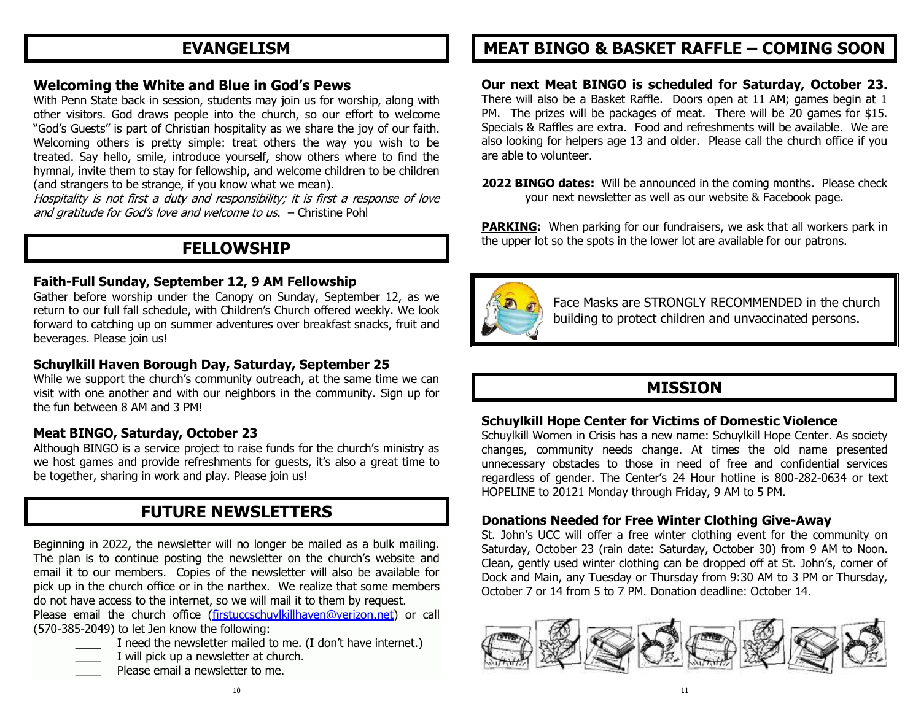## EVANGELISM

### Welcoming the White and Blue in God's Pews

With Penn State back in session, students may join us for worship, along with other visitors. God draws people into the church, so our effort to welcome "God's Guests" is part of Christian hospitality as we share the joy of our faith. Welcoming others is pretty simple: treat others the way you wish to be treated. Say hello, smile, introduce yourself, show others where to find the hymnal, invite them to stay for fellowship, and welcome children to be children (and strangers to be strange, if you know what we mean).

*Hospitality is not first a duty and responsibility; it is first a response of love and gratitude for God's love and welcome to us*. – Christine Pohl

## FELLOWSHIP

### Faith-Full Sunday, September 12, 9 AM Fellowship

Gather before worship under the Canopy on Sunday, September 12, as we return to our full fall schedule, with Children's Church offered weekly. We look forward to catching up on summer adventures over breakfast snacks, fruit and beverages. Please join us!

### Schuylkill Haven Borough Day, Saturday, September 25

While we support the church's community outreach, at the same time we can visit with one another and with our neighbors in the community. Sign up for the fun between 8 AM and 3 PM!

### Meat BINGO, Saturday, October 23

Although BINGO is a service project to raise funds for the church's ministry as we host games and provide refreshments for guests, it's also a great time to be together, sharing in work and play. Please join us!

## FUTURE NEWSLETTERS

Beginning in 2022, the newsletter will no longer be mailed as a bulk mailing. The plan is to continue posting the newsletter on the church's website and email it to our members. Copies of the newsletter will also be available for pick up in the church office or in the narthex. We realize that some members do not have access to the internet, so we will mail it to them by request.

Please email the church office (firstuccschuylkillhaven@verizon.net) or call (570-385-2049) to let Jen know the following:

- ____ I need the newsletter mailed to me. (I don't have internet.)
- ____ I will pick up a newsletter at church.
- ____ Please email a newsletter to me.

## MEAT BINGO & BASKET RAFFLE – COMING SOON

**Our next Meat BINGO is scheduled for Saturday, October 23.** There will also be a Basket Raffle. Doors open at 11 AM; games begin at 1 PM. The prizes will be packages of meat. There will be 20 games for $15. Specials & Raffles are extra. Food and refreshments will be available. We are also looking for helpers age 13 and older. Please call the church office if you are able to volunteer.

**2022 BINGO dates:** Will be announced in the coming months. Please check your next newsletter as well as our website & Facebook page.

**PARKING:** When parking for our fundraisers, we ask that all workers park in the upper lot so the spots in the lower lot are available for our patrons.

Face Masks are STRONGLY RECOMMENDED in the church building to protect children and unvaccinated persons.

## MISSION

### Schuylkill Hope Center for Victims of Domestic Violence

Schuylkill Women in Crisis has a new name: Schuylkill Hope Center. As society changes, community needs change. At times the old name presented unnecessary obstacles to those in need of free and confidential services regardless of gender. The Center's 24 Hour hotline is 800-282-0634 or text HOPELINE to 20121 Monday through Friday, 9 AM to 5 PM.

### Donations Needed for Free Winter Clothing Give-Away

St. John's UCC will offer a free winter clothing event for the community on Saturday, October 23 (rain date: Saturday, October 30) from 9 AM to Noon. Clean, gently used winter clothing can be dropped off at St. John's, corner of Dock and Main, any Tuesday or Thursday from 9:30 AM to 3 PM or Thursday, October 7 or 14 from 5 to 7 PM. Donation deadline: October 14.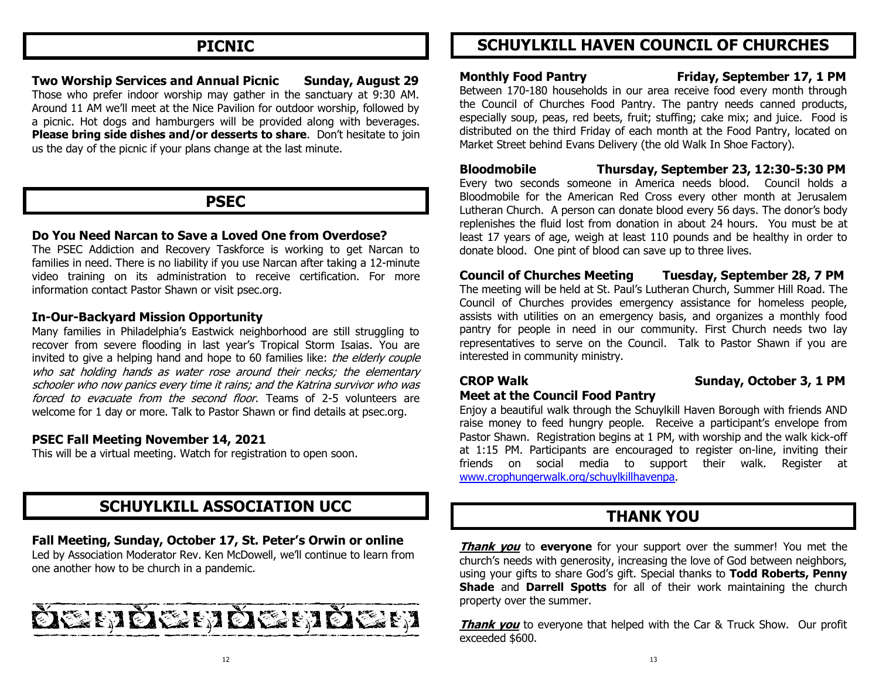## PICNIC

**Two Worship Services and Annual Picnic — Sunday, August 29**

Those who prefer indoor worship may gather in the sanctuary at 9:30 AM. Around 11 AM we'll meet at the Nice Pavilion for outdoor worship, followed by a picnic. Hot dogs and hamburgers will be provided along with beverages. **Please bring side dishes and/or desserts to share**. Don't hesitate to join us the day of the picnic if your plans change at the last minute.

## PSEC

**Do You Need Narcan to Save a Loved One from Overdose?**

The PSEC Addiction and Recovery Taskforce is working to get Narcan to families in need. There is no liability if you use Narcan after taking a 12-minute video training on its administration to receive certification. For more information contact Pastor Shawn or visit psec.org.

**In-Our-Backyard Mission Opportunity**

Many families in Philadelphia's Eastwick neighborhood are still struggling to recover from severe flooding in last year's Tropical Storm Isaias. You are invited to give a helping hand and hope to 60 families like: *the elderly couple who sat holding hands as water rose around their necks; the elementary schooler who now panics every time it rains; and the Katrina survivor who was forced to evacuate from the second floor*. Teams of 2-5 volunteers are welcome for 1 day or more. Talk to Pastor Shawn or find details at psec.org.

**PSEC Fall Meeting November 14, 2021**

This will be a virtual meeting. Watch for registration to open soon.

## SCHUYLKILL ASSOCIATION UCC

**Fall Meeting, Sunday, October 17, St. Peter's Orwin or online**

Led by Association Moderator Rev. Ken McDowell, we'll continue to learn from one another how to be church in a pandemic.

## SCHUYLKILL HAVEN COUNCIL OF CHURCHES

**Monthly Food Pantry — Friday, September 17, 1 PM**

Between 170-180 households in our area receive food every month through the Council of Churches Food Pantry. The pantry needs canned products, especially soup, peas, red beets, fruit; stuffing; cake mix; and juice. Food is distributed on the third Friday of each month at the Food Pantry, located on Market Street behind Evans Delivery (the old Walk In Shoe Factory).

**Bloodmobile — Thursday, September 23, 12:30-5:30 PM**

Every two seconds someone in America needs blood. Council holds a Bloodmobile for the American Red Cross every other month at Jerusalem Lutheran Church. A person can donate blood every 56 days. The donor's body replenishes the fluid lost from donation in about 24 hours. You must be at least 17 years of age, weigh at least 110 pounds and be healthy in order to donate blood. One pint of blood can save up to three lives.

**Council of Churches Meeting — Tuesday, September 28, 7 PM**

The meeting will be held at St. Paul's Lutheran Church, Summer Hill Road. The Council of Churches provides emergency assistance for homeless people, assists with utilities on an emergency basis, and organizes a monthly food pantry for people in need in our community. First Church needs two lay representatives to serve on the Council. Talk to Pastor Shawn if you are interested in community ministry.

**CROP Walk — Sunday, October 3, 1 PM**

**Meet at the Council Food Pantry**

Enjoy a beautiful walk through the Schuylkill Haven Borough with friends AND raise money to feed hungry people. Receive a participant's envelope from Pastor Shawn. Registration begins at 1 PM, with worship and the walk kick-off at 1:15 PM. Participants are encouraged to register on-line, inviting their friends on social media to support their walk. Register at www.crophungerwalk.org/schuylkillhavenpa.

## THANK YOU

***Thank you*** to **everyone** for your support over the summer! You met the church's needs with generosity, increasing the love of God between neighbors, using your gifts to share God's gift. Special thanks to **Todd Roberts, Penny Shade** and **Darrell Spotts** for all of their work maintaining the church property over the summer.

***Thank you*** to everyone that helped with the Car & Truck Show. Our profit exceeded $600.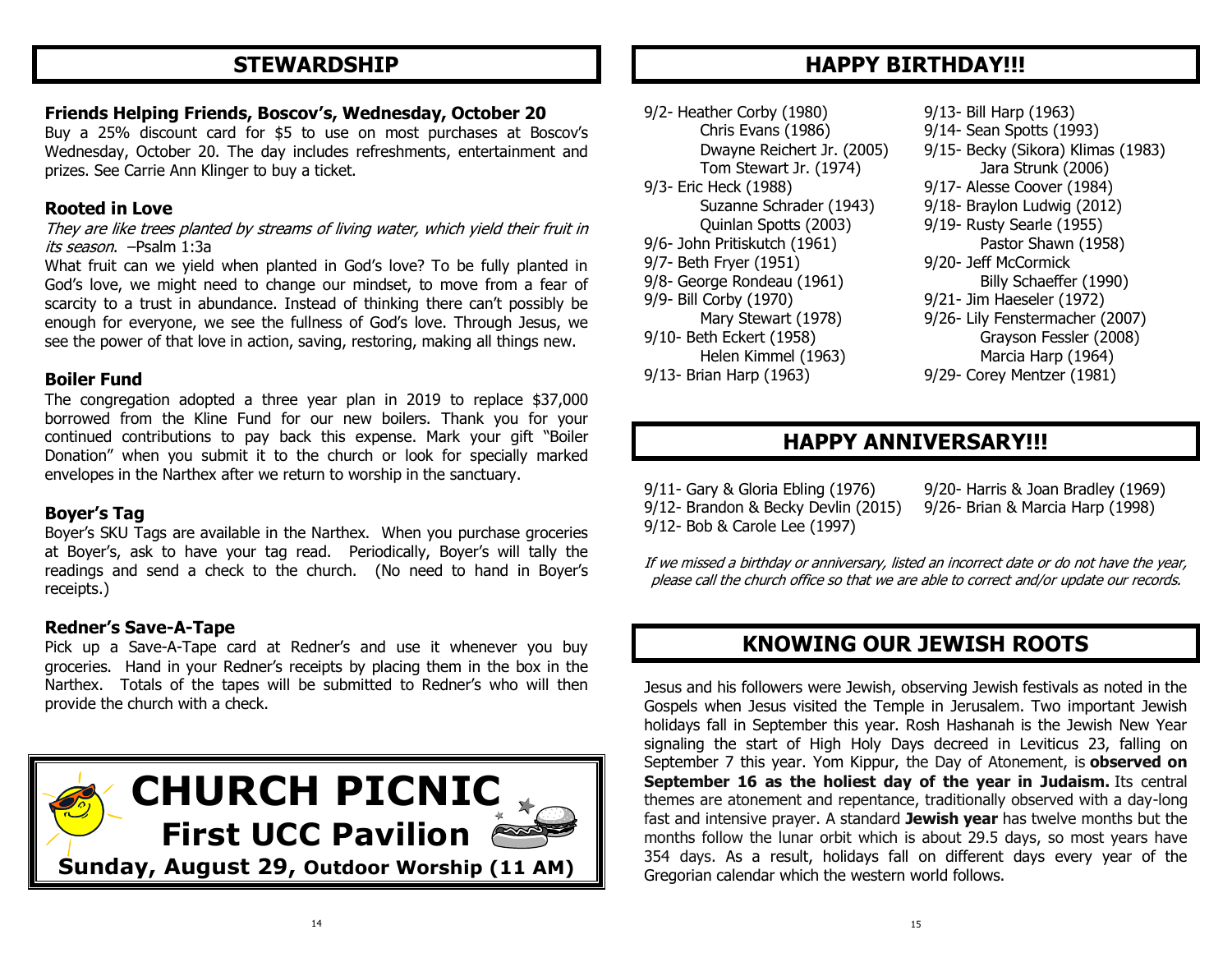## STEWARDSHIP

### Friends Helping Friends, Boscov's, Wednesday, October 20

Buy a 25% discount card for $5 to use on most purchases at Boscov's Wednesday, October 20. The day includes refreshments, entertainment and prizes. See Carrie Ann Klinger to buy a ticket.

### Rooted in Love

*They are like trees planted by streams of living water, which yield their fruit in its season.* –Psalm 1:3a

What fruit can we yield when planted in God's love? To be fully planted in God's love, we might need to change our mindset, to move from a fear of scarcity to a trust in abundance. Instead of thinking there can't possibly be enough for everyone, we see the fullness of God's love. Through Jesus, we see the power of that love in action, saving, restoring, making all things new.

### Boiler Fund

The congregation adopted a three year plan in 2019 to replace $37,000 borrowed from the Kline Fund for our new boilers. Thank you for your continued contributions to pay back this expense. Mark your gift "Boiler Donation" when you submit it to the church or look for specially marked envelopes in the Narthex after we return to worship in the sanctuary.

### Boyer's Tag

Boyer's SKU Tags are available in the Narthex. When you purchase groceries at Boyer's, ask to have your tag read. Periodically, Boyer's will tally the readings and send a check to the church. (No need to hand in Boyer's receipts.)

### Redner's Save-A-Tape

Pick up a Save-A-Tape card at Redner's and use it whenever you buy groceries. Hand in your Redner's receipts by placing them in the box in the Narthex. Totals of the tapes will be submitted to Redner's who will then provide the church with a check.

**CHURCH PICNIC**

**First UCC Pavilion**

**Sunday, August 29, Outdoor Worship (11 AM)**

## HAPPY BIRTHDAY!!!

9/2- Heather Corby (1980)
Chris Evans (1986)
Dwayne Reichert Jr. (2005)
Tom Stewart Jr. (1974)
9/3- Eric Heck (1988)
Suzanne Schrader (1943)
Quinlan Spotts (2003)
9/6- John Pritiskutch (1961)
9/7- Beth Fryer (1951)
9/8- George Rondeau (1961)
9/9- Bill Corby (1970)
Mary Stewart (1978)
9/10- Beth Eckert (1958)
Helen Kimmel (1963)
9/13- Brian Harp (1963)
9/13- Bill Harp (1963)
9/14- Sean Spotts (1993)
9/15- Becky (Sikora) Klimas (1983)
Jara Strunk (2006)
9/17- Alesse Coover (1984)
9/18- Braylon Ludwig (2012)
9/19- Rusty Searle (1955)
Pastor Shawn (1958)
9/20- Jeff McCormick
Billy Schaeffer (1990)
9/21- Jim Haeseler (1972)
9/26- Lily Fenstermacher (2007)
Grayson Fessler (2008)
Marcia Harp (1964)
9/29- Corey Mentzer (1981)

## HAPPY ANNIVERSARY!!!

9/11- Gary & Gloria Ebling (1976)
9/12- Brandon & Becky Devlin (2015)
9/12- Bob & Carole Lee (1997)
9/20- Harris & Joan Bradley (1969)
9/26- Brian & Marcia Harp (1998)

*If we missed a birthday or anniversary, listed an incorrect date or do not have the year, please call the church office so that we are able to correct and/or update our records.*

## KNOWING OUR JEWISH ROOTS

Jesus and his followers were Jewish, observing Jewish festivals as noted in the Gospels when Jesus visited the Temple in Jerusalem. Two important Jewish holidays fall in September this year. Rosh Hashanah is the Jewish New Year signaling the start of High Holy Days decreed in Leviticus 23, falling on September 7 this year. Yom Kippur, the Day of Atonement, is **observed on September 16 as the holiest day of the year in Judaism.** Its central themes are atonement and repentance, traditionally observed with a day-long fast and intensive prayer. A standard **Jewish year** has twelve months but the months follow the lunar orbit which is about 29.5 days, so most years have 354 days. As a result, holidays fall on different days every year of the Gregorian calendar which the western world follows.